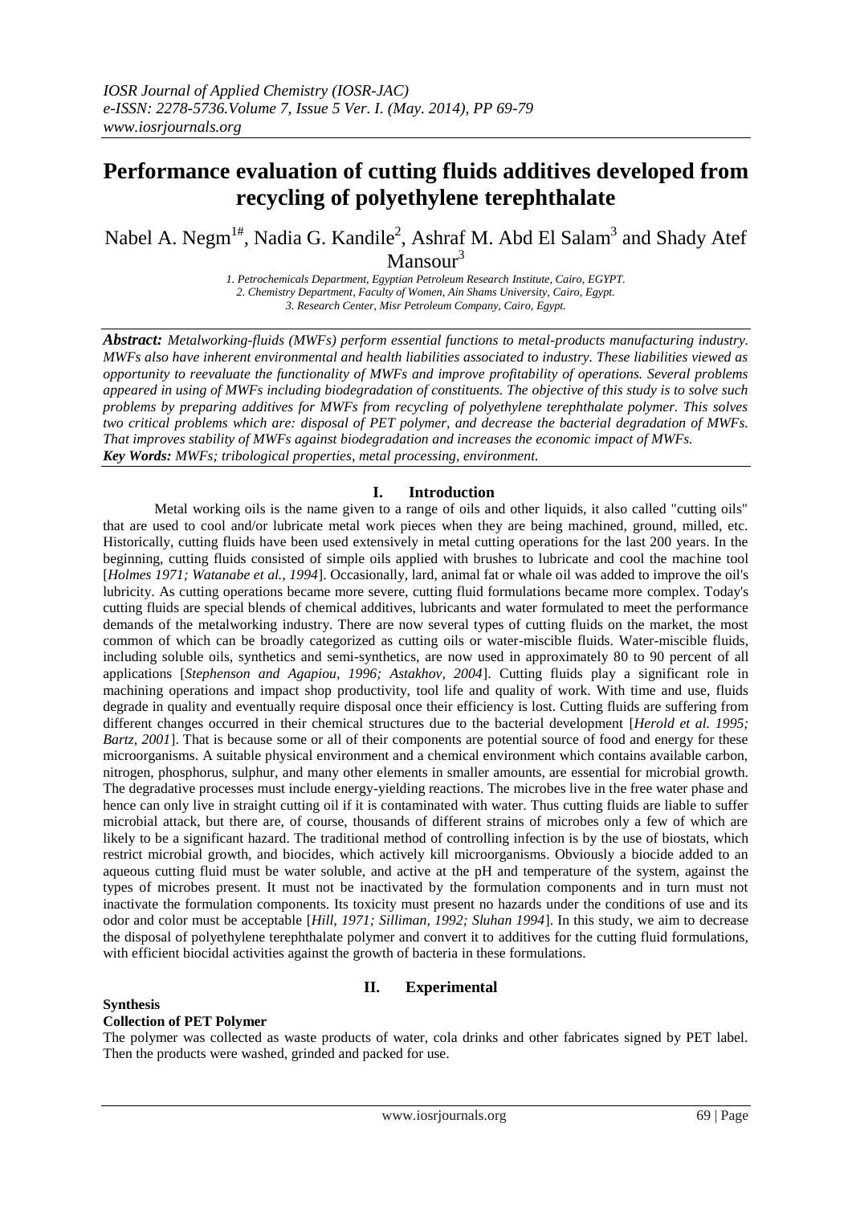# Performance evaluation of cutting fluids additives developed from recycling of polyethylene terephthalate

Nabel A. Negm[1#], Nadia G. Kandile[2], Ashraf M. Abd El Salam[3] and Shady Atef Mansour[3]

*1. Petrochemicals Department, Egyptian Petroleum Research Institute, Cairo, EGYPT.*
*2. Chemistry Department, Faculty of Women, Ain Shams University, Cairo, Egypt.*
*3. Research Center, Misr Petroleum Company, Cairo, Egypt.*

***Abstract:*** *Metalworking-fluids (MWFs) perform essential functions to metal-products manufacturing industry. MWFs also have inherent environmental and health liabilities associated to industry. These liabilities viewed as opportunity to reevaluate the functionality of MWFs and improve profitability of operations. Several problems appeared in using of MWFs including biodegradation of constituents. The objective of this study is to solve such problems by preparing additives for MWFs from recycling of polyethylene terephthalate polymer. This solves two critical problems which are: disposal of PET polymer, and decrease the bacterial degradation of MWFs. That improves stability of MWFs against biodegradation and increases the economic impact of MWFs.*

***Key Words:*** *MWFs; tribological properties, metal processing, environment.*

## I. Introduction

Metal working oils is the name given to a range of oils and other liquids, it also called "cutting oils" that are used to cool and/or lubricate metal work pieces when they are being machined, ground, milled, etc. Historically, cutting fluids have been used extensively in metal cutting operations for the last 200 years. In the beginning, cutting fluids consisted of simple oils applied with brushes to lubricate and cool the machine tool [*Holmes 1971; Watanabe et al., 1994*]. Occasionally, lard, animal fat or whale oil was added to improve the oil's lubricity. As cutting operations became more severe, cutting fluid formulations became more complex. Today's cutting fluids are special blends of chemical additives, lubricants and water formulated to meet the performance demands of the metalworking industry. There are now several types of cutting fluids on the market, the most common of which can be broadly categorized as cutting oils or water-miscible fluids. Water-miscible fluids, including soluble oils, synthetics and semi-synthetics, are now used in approximately 80 to 90 percent of all applications [*Stephenson and Agapiou, 1996; Astakhov, 2004*]. Cutting fluids play a significant role in machining operations and impact shop productivity, tool life and quality of work. With time and use, fluids degrade in quality and eventually require disposal once their efficiency is lost. Cutting fluids are suffering from different changes occurred in their chemical structures due to the bacterial development [*Herold et al. 1995; Bartz, 2001*]. That is because some or all of their components are potential source of food and energy for these microorganisms. A suitable physical environment and a chemical environment which contains available carbon, nitrogen, phosphorus, sulphur, and many other elements in smaller amounts, are essential for microbial growth. The degradative processes must include energy-yielding reactions. The microbes live in the free water phase and hence can only live in straight cutting oil if it is contaminated with water. Thus cutting fluids are liable to suffer microbial attack, but there are, of course, thousands of different strains of microbes only a few of which are likely to be a significant hazard. The traditional method of controlling infection is by the use of biostats, which restrict microbial growth, and biocides, which actively kill microorganisms. Obviously a biocide added to an aqueous cutting fluid must be water soluble, and active at the pH and temperature of the system, against the types of microbes present. It must not be inactivated by the formulation components and in turn must not inactivate the formulation components. Its toxicity must present no hazards under the conditions of use and its odor and color must be acceptable [*Hill, 1971; Silliman, 1992; Sluhan 1994*]. In this study, we aim to decrease the disposal of polyethylene terephthalate polymer and convert it to additives for the cutting fluid formulations, with efficient biocidal activities against the growth of bacteria in these formulations.

## II. Experimental

### Synthesis

#### Collection of PET Polymer

The polymer was collected as waste products of water, cola drinks and other fabricates signed by PET label. Then the products were washed, grinded and packed for use.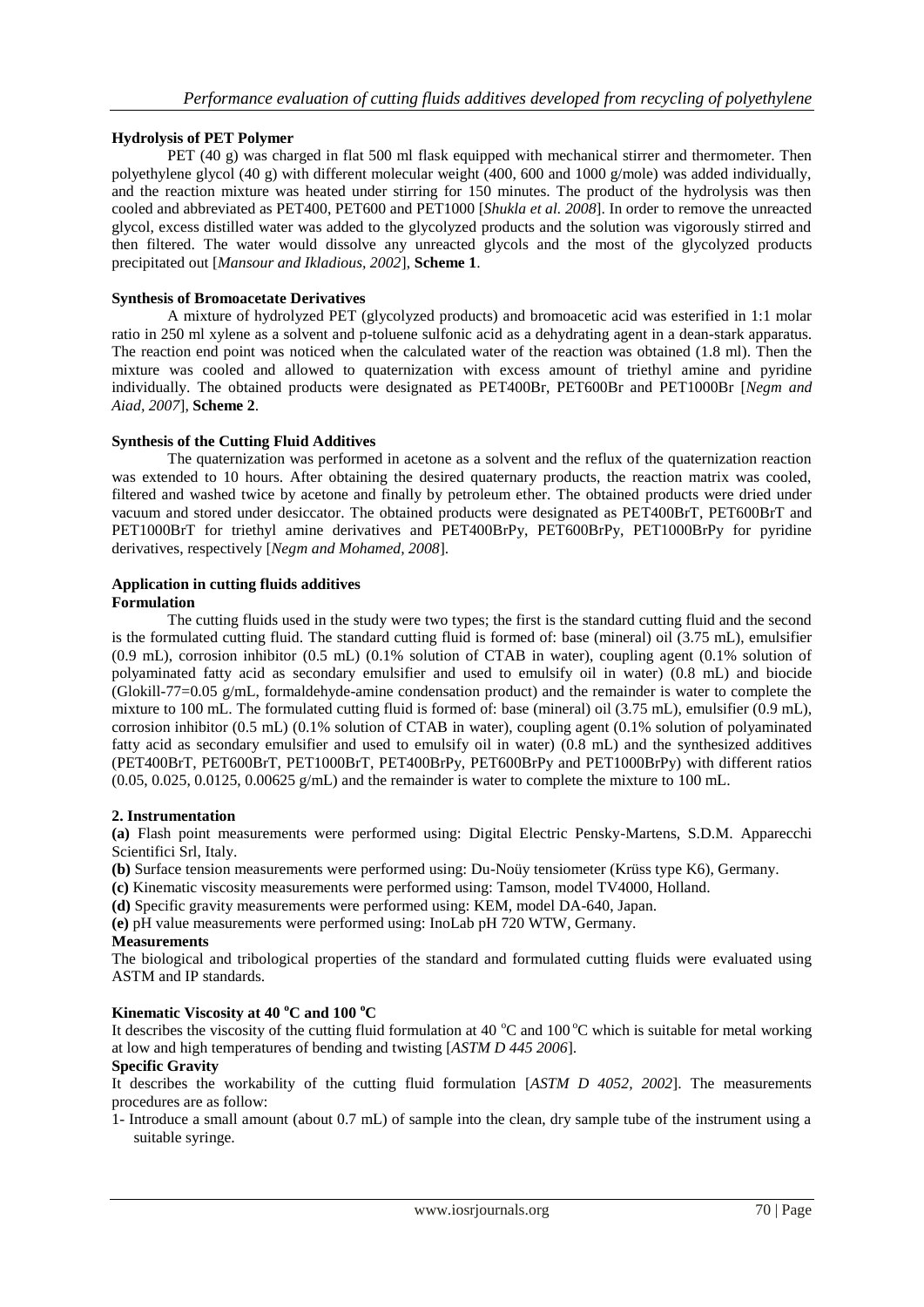**Hydrolysis of PET Polymer**

PET (40 g) was charged in flat 500 ml flask equipped with mechanical stirrer and thermometer. Then polyethylene glycol (40 g) with different molecular weight (400, 600 and 1000 g/mole) was added individually, and the reaction mixture was heated under stirring for 150 minutes. The product of the hydrolysis was then cooled and abbreviated as PET400, PET600 and PET1000 [*Shukla et al. 2008*]. In order to remove the unreacted glycol, excess distilled water was added to the glycolyzed products and the solution was vigorously stirred and then filtered. The water would dissolve any unreacted glycols and the most of the glycolyzed products precipitated out [*Mansour and Ikladious, 2002*], **Scheme 1**.

**Synthesis of Bromoacetate Derivatives**

A mixture of hydrolyzed PET (glycolyzed products) and bromoacetic acid was esterified in 1:1 molar ratio in 250 ml xylene as a solvent and p-toluene sulfonic acid as a dehydrating agent in a dean-stark apparatus. The reaction end point was noticed when the calculated water of the reaction was obtained (1.8 ml). Then the mixture was cooled and allowed to quaternization with excess amount of triethyl amine and pyridine individually. The obtained products were designated as PET400Br, PET600Br and PET1000Br [*Negm and Aiad, 2007*], **Scheme 2**.

**Synthesis of the Cutting Fluid Additives**

The quaternization was performed in acetone as a solvent and the reflux of the quaternization reaction was extended to 10 hours. After obtaining the desired quaternary products, the reaction matrix was cooled, filtered and washed twice by acetone and finally by petroleum ether. The obtained products were dried under vacuum and stored under desiccator. The obtained products were designated as PET400BrT, PET600BrT and PET1000BrT for triethyl amine derivatives and PET400BrPy, PET600BrPy, PET1000BrPy for pyridine derivatives, respectively [*Negm and Mohamed, 2008*].

**Application in cutting fluids additives**

**Formulation**

The cutting fluids used in the study were two types; the first is the standard cutting fluid and the second is the formulated cutting fluid. The standard cutting fluid is formed of: base (mineral) oil (3.75 mL), emulsifier (0.9 mL), corrosion inhibitor (0.5 mL) (0.1% solution of CTAB in water), coupling agent (0.1% solution of polyaminated fatty acid as secondary emulsifier and used to emulsify oil in water) (0.8 mL) and biocide (Glokill-77=0.05 g/mL, formaldehyde-amine condensation product) and the remainder is water to complete the mixture to 100 mL. The formulated cutting fluid is formed of: base (mineral) oil (3.75 mL), emulsifier (0.9 mL), corrosion inhibitor (0.5 mL) (0.1% solution of CTAB in water), coupling agent (0.1% solution of polyaminated fatty acid as secondary emulsifier and used to emulsify oil in water) (0.8 mL) and the synthesized additives (PET400BrT, PET600BrT, PET1000BrT, PET400BrPy, PET600BrPy and PET1000BrPy) with different ratios (0.05, 0.025, 0.0125, 0.00625 g/mL) and the remainder is water to complete the mixture to 100 mL.

**2. Instrumentation**

**(a)** Flash point measurements were performed using: Digital Electric Pensky-Martens, S.D.M. Apparecchi Scientifici Srl, Italy.

**(b)** Surface tension measurements were performed using: Du-Noüy tensiometer (Krüss type K6), Germany.

**(c)** Kinematic viscosity measurements were performed using: Tamson, model TV4000, Holland.

**(d)** Specific gravity measurements were performed using: KEM, model DA-640, Japan.

**(e)** pH value measurements were performed using: InoLab pH 720 WTW, Germany.

**Measurements**

The biological and tribological properties of the standard and formulated cutting fluids were evaluated using ASTM and IP standards.

**Kinematic Viscosity at 40 $^{o}$C and 100 $^{o}$C**

It describes the viscosity of the cutting fluid formulation at 40 $^{o}$C and 100 $^{o}$C which is suitable for metal working at low and high temperatures of bending and twisting [*ASTM D 445 2006*].

**Specific Gravity**

It describes the workability of the cutting fluid formulation [*ASTM D 4052, 2002*]. The measurements procedures are as follow:

1- Introduce a small amount (about 0.7 mL) of sample into the clean, dry sample tube of the instrument using a suitable syringe.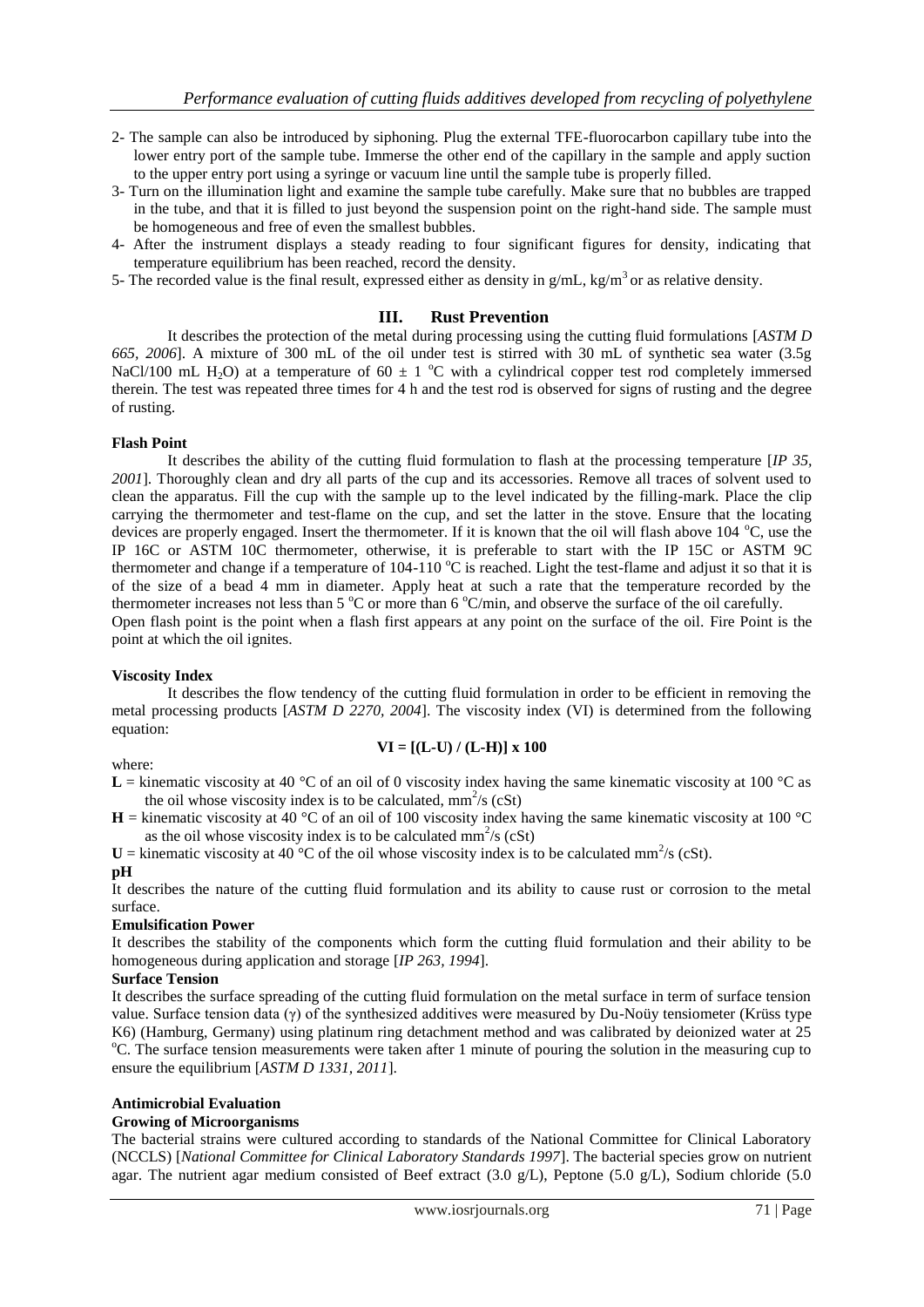2- The sample can also be introduced by siphoning. Plug the external TFE-fluorocarbon capillary tube into the lower entry port of the sample tube. Immerse the other end of the capillary in the sample and apply suction to the upper entry port using a syringe or vacuum line until the sample tube is properly filled.

3- Turn on the illumination light and examine the sample tube carefully. Make sure that no bubbles are trapped in the tube, and that it is filled to just beyond the suspension point on the right-hand side. The sample must be homogeneous and free of even the smallest bubbles.

4- After the instrument displays a steady reading to four significant figures for density, indicating that temperature equilibrium has been reached, record the density.

5- The recorded value is the final result, expressed either as density in g/mL, kg/m$^3$ or as relative density.

## III. Rust Prevention

It describes the protection of the metal during processing using the cutting fluid formulations [*ASTM D 665, 2006*]. A mixture of 300 mL of the oil under test is stirred with 30 mL of synthetic sea water (3.5g NaCl/100 mL $H_2O$) at a temperature of $60 \pm 1$ °C with a cylindrical copper test rod completely immersed therein. The test was repeated three times for 4 h and the test rod is observed for signs of rusting and the degree of rusting.

**Flash Point**

It describes the ability of the cutting fluid formulation to flash at the processing temperature [*IP 35, 2001*]. Thoroughly clean and dry all parts of the cup and its accessories. Remove all traces of solvent used to clean the apparatus. Fill the cup with the sample up to the level indicated by the filling-mark. Place the clip carrying the thermometer and test-flame on the cup, and set the latter in the stove. Ensure that the locating devices are properly engaged. Insert the thermometer. If it is known that the oil will flash above 104 °C, use the IP 16C or ASTM 10C thermometer, otherwise, it is preferable to start with the IP 15C or ASTM 9C thermometer and change if a temperature of 104-110 °C is reached. Light the test-flame and adjust it so that it is of the size of a bead 4 mm in diameter. Apply heat at such a rate that the temperature recorded by the thermometer increases not less than 5 °C or more than 6 °C/min, and observe the surface of the oil carefully.

Open flash point is the point when a flash first appears at any point on the surface of the oil. Fire Point is the point at which the oil ignites.

**Viscosity Index**

It describes the flow tendency of the cutting fluid formulation in order to be efficient in removing the metal processing products [*ASTM D 2270, 2004*]. The viscosity index (VI) is determined from the following equation:

$$\mathbf{VI = [(L-U) / (L-H)] \times 100}$$

where:

**L** = kinematic viscosity at 40 °C of an oil of 0 viscosity index having the same kinematic viscosity at 100 °C as the oil whose viscosity index is to be calculated, mm$^2$/s (cSt)

**H** = kinematic viscosity at 40 °C of an oil of 100 viscosity index having the same kinematic viscosity at 100 °C as the oil whose viscosity index is to be calculated mm$^2$/s (cSt)

**U** = kinematic viscosity at 40 °C of the oil whose viscosity index is to be calculated mm$^2$/s (cSt).

**pH**

It describes the nature of the cutting fluid formulation and its ability to cause rust or corrosion to the metal surface.

**Emulsification Power**

It describes the stability of the components which form the cutting fluid formulation and their ability to be homogeneous during application and storage [*IP 263, 1994*].

**Surface Tension**

It describes the surface spreading of the cutting fluid formulation on the metal surface in term of surface tension value. Surface tension data ($\gamma$) of the synthesized additives were measured by Du-Noüy tensiometer (Krüss type K6) (Hamburg, Germany) using platinum ring detachment method and was calibrated by deionized water at 25 °C. The surface tension measurements were taken after 1 minute of pouring the solution in the measuring cup to ensure the equilibrium [*ASTM D 1331, 2011*].

**Antimicrobial Evaluation**

**Growing of Microorganisms**

The bacterial strains were cultured according to standards of the National Committee for Clinical Laboratory (NCCLS) [*National Committee for Clinical Laboratory Standards 1997*]. The bacterial species grow on nutrient agar. The nutrient agar medium consisted of Beef extract (3.0 g/L), Peptone (5.0 g/L), Sodium chloride (5.0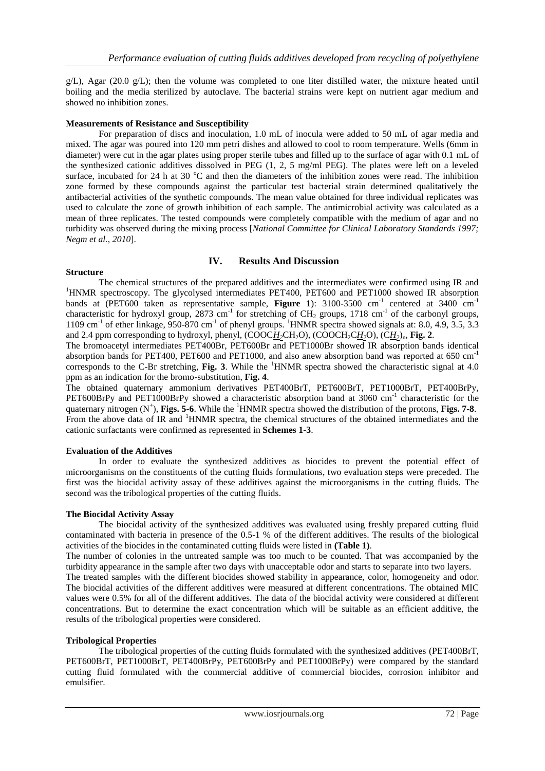g/L), Agar (20.0 g/L); then the volume was completed to one liter distilled water, the mixture heated until boiling and the media sterilized by autoclave. The bacterial strains were kept on nutrient agar medium and showed no inhibition zones.

### Measurements of Resistance and Susceptibility

For preparation of discs and inoculation, 1.0 mL of inocula were added to 50 mL of agar media and mixed. The agar was poured into 120 mm petri dishes and allowed to cool to room temperature. Wells (6mm in diameter) were cut in the agar plates using proper sterile tubes and filled up to the surface of agar with 0.1 mL of the synthesized cationic additives dissolved in PEG (1, 2, 5 mg/ml PEG). The plates were left on a leveled surface, incubated for 24 h at 30 $^oC$ and then the diameters of the inhibition zones were read. The inhibition zone formed by these compounds against the particular test bacterial strain determined qualitatively the antibacterial activities of the synthetic compounds. The mean value obtained for three individual replicates was used to calculate the zone of growth inhibition of each sample. The antimicrobial activity was calculated as a mean of three replicates. The tested compounds were completely compatible with the medium of agar and no turbidity was observed during the mixing process [*National Committee for Clinical Laboratory Standards 1997; Negm et al., 2010*].

## IV. Results And Discussion

### Structure

The chemical structures of the prepared additives and the intermediates were confirmed using IR and $^1$HNMR spectroscopy. The glycolysed intermediates PET400, PET600 and PET1000 showed IR absorption bands at (PET600 taken as representative sample, **Figure 1**): 3100-3500 cm$^{-1}$ centered at 3400 cm$^{-1}$ characteristic for hydroxyl group, 2873 cm$^{-1}$ for stretching of $CH_2$ groups, 1718 cm$^{-1}$ of the carbonyl groups, 1109 cm$^{-1}$ of ether linkage, 950-870 cm$^{-1}$ of phenyl groups. $^1$HNMR spectra showed signals at: 8.0, 4.9, 3.5, 3.3 and 2.4 ppm corresponding to hydroxyl, phenyl, ($COOC\underline{H_2}CH_2O$), ($COOCH_2C\underline{H_2}O$), $(C\underline{H_2})_n$, **Fig. 2**.

The bromoacetyl intermediates PET400Br, PET600Br and PET1000Br showed IR absorption bands identical absorption bands for PET400, PET600 and PET1000, and also anew absorption band was reported at 650 cm$^{-1}$ corresponds to the C-Br stretching, **Fig. 3**. While the $^1$HNMR spectra showed the characteristic signal at 4.0 ppm as an indication for the bromo-substitution, **Fig. 4**.

The obtained quaternary ammonium derivatives PET400BrT, PET600BrT, PET1000BrT, PET400BrPy, PET600BrPy and PET1000BrPy showed a characteristic absorption band at 3060 cm$^{-1}$ characteristic for the quaternary nitrogen ($N^+$), **Figs. 5-6**. While the $^1$HNMR spectra showed the distribution of the protons, **Figs. 7-8**. From the above data of IR and $^1$HNMR spectra, the chemical structures of the obtained intermediates and the cationic surfactants were confirmed as represented in **Schemes 1-3**.

### Evaluation of the Additives

In order to evaluate the synthesized additives as biocides to prevent the potential effect of microorganisms on the constituents of the cutting fluids formulations, two evaluation steps were preceded. The first was the biocidal activity assay of these additives against the microorganisms in the cutting fluids. The second was the tribological properties of the cutting fluids.

### The Biocidal Activity Assay

The biocidal activity of the synthesized additives was evaluated using freshly prepared cutting fluid contaminated with bacteria in presence of the 0.5-1 % of the different additives. The results of the biological activities of the biocides in the contaminated cutting fluids were listed in **(Table 1)**.

The number of colonies in the untreated sample was too much to be counted. That was accompanied by the turbidity appearance in the sample after two days with unacceptable odor and starts to separate into two layers.

The treated samples with the different biocides showed stability in appearance, color, homogeneity and odor. The biocidal activities of the different additives were measured at different concentrations. The obtained MIC values were 0.5% for all of the different additives. The data of the biocidal activity were considered at different concentrations. But to determine the exact concentration which will be suitable as an efficient additive, the results of the tribological properties were considered.

### Tribological Properties

The tribological properties of the cutting fluids formulated with the synthesized additives (PET400BrT, PET600BrT, PET1000BrT, PET400BrPy, PET600BrPy and PET1000BrPy) were compared by the standard cutting fluid formulated with the commercial additive of commercial biocides, corrosion inhibitor and emulsifier.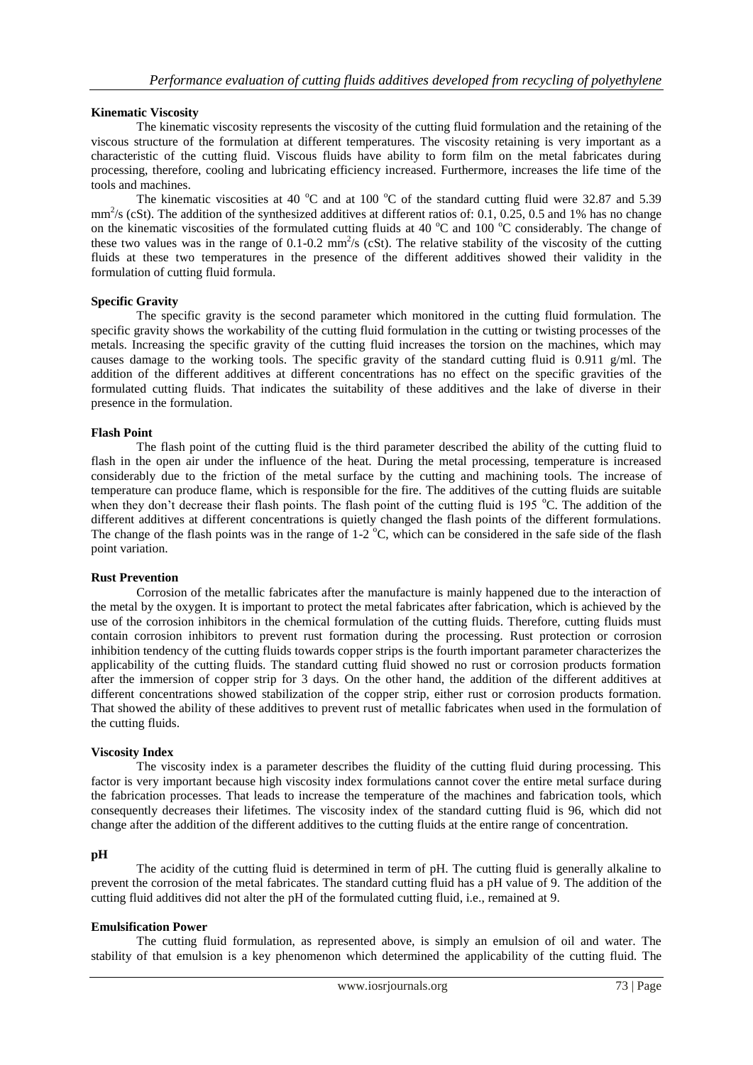**Kinematic Viscosity**

The kinematic viscosity represents the viscosity of the cutting fluid formulation and the retaining of the viscous structure of the formulation at different temperatures. The viscosity retaining is very important as a characteristic of the cutting fluid. Viscous fluids have ability to form film on the metal fabricates during processing, therefore, cooling and lubricating efficiency increased. Furthermore, increases the life time of the tools and machines.

The kinematic viscosities at 40 $^{o}$C and at 100 $^{o}$C of the standard cutting fluid were 32.87 and 5.39 $mm^2/s$ (cSt). The addition of the synthesized additives at different ratios of: 0.1, 0.25, 0.5 and 1% has no change on the kinematic viscosities of the formulated cutting fluids at 40 $^{o}$C and 100 $^{o}$C considerably. The change of these two values was in the range of 0.1-0.2 $mm^2/s$ (cSt). The relative stability of the viscosity of the cutting fluids at these two temperatures in the presence of the different additives showed their validity in the formulation of cutting fluid formula.

**Specific Gravity**

The specific gravity is the second parameter which monitored in the cutting fluid formulation. The specific gravity shows the workability of the cutting fluid formulation in the cutting or twisting processes of the metals. Increasing the specific gravity of the cutting fluid increases the torsion on the machines, which may causes damage to the working tools. The specific gravity of the standard cutting fluid is 0.911 g/ml. The addition of the different additives at different concentrations has no effect on the specific gravities of the formulated cutting fluids. That indicates the suitability of these additives and the lake of diverse in their presence in the formulation.

**Flash Point**

The flash point of the cutting fluid is the third parameter described the ability of the cutting fluid to flash in the open air under the influence of the heat. During the metal processing, temperature is increased considerably due to the friction of the metal surface by the cutting and machining tools. The increase of temperature can produce flame, which is responsible for the fire. The additives of the cutting fluids are suitable when they don't decrease their flash points. The flash point of the cutting fluid is 195 $^{o}$C. The addition of the different additives at different concentrations is quietly changed the flash points of the different formulations. The change of the flash points was in the range of 1-2 $^{o}$C, which can be considered in the safe side of the flash point variation.

**Rust Prevention**

Corrosion of the metallic fabricates after the manufacture is mainly happened due to the interaction of the metal by the oxygen. It is important to protect the metal fabricates after fabrication, which is achieved by the use of the corrosion inhibitors in the chemical formulation of the cutting fluids. Therefore, cutting fluids must contain corrosion inhibitors to prevent rust formation during the processing. Rust protection or corrosion inhibition tendency of the cutting fluids towards copper strips is the fourth important parameter characterizes the applicability of the cutting fluids. The standard cutting fluid showed no rust or corrosion products formation after the immersion of copper strip for 3 days. On the other hand, the addition of the different additives at different concentrations showed stabilization of the copper strip, either rust or corrosion products formation. That showed the ability of these additives to prevent rust of metallic fabricates when used in the formulation of the cutting fluids.

**Viscosity Index**

The viscosity index is a parameter describes the fluidity of the cutting fluid during processing. This factor is very important because high viscosity index formulations cannot cover the entire metal surface during the fabrication processes. That leads to increase the temperature of the machines and fabrication tools, which consequently decreases their lifetimes. The viscosity index of the standard cutting fluid is 96, which did not change after the addition of the different additives to the cutting fluids at the entire range of concentration.

**pH**

The acidity of the cutting fluid is determined in term of pH. The cutting fluid is generally alkaline to prevent the corrosion of the metal fabricates. The standard cutting fluid has a pH value of 9. The addition of the cutting fluid additives did not alter the pH of the formulated cutting fluid, i.e., remained at 9.

**Emulsification Power**

The cutting fluid formulation, as represented above, is simply an emulsion of oil and water. The stability of that emulsion is a key phenomenon which determined the applicability of the cutting fluid. The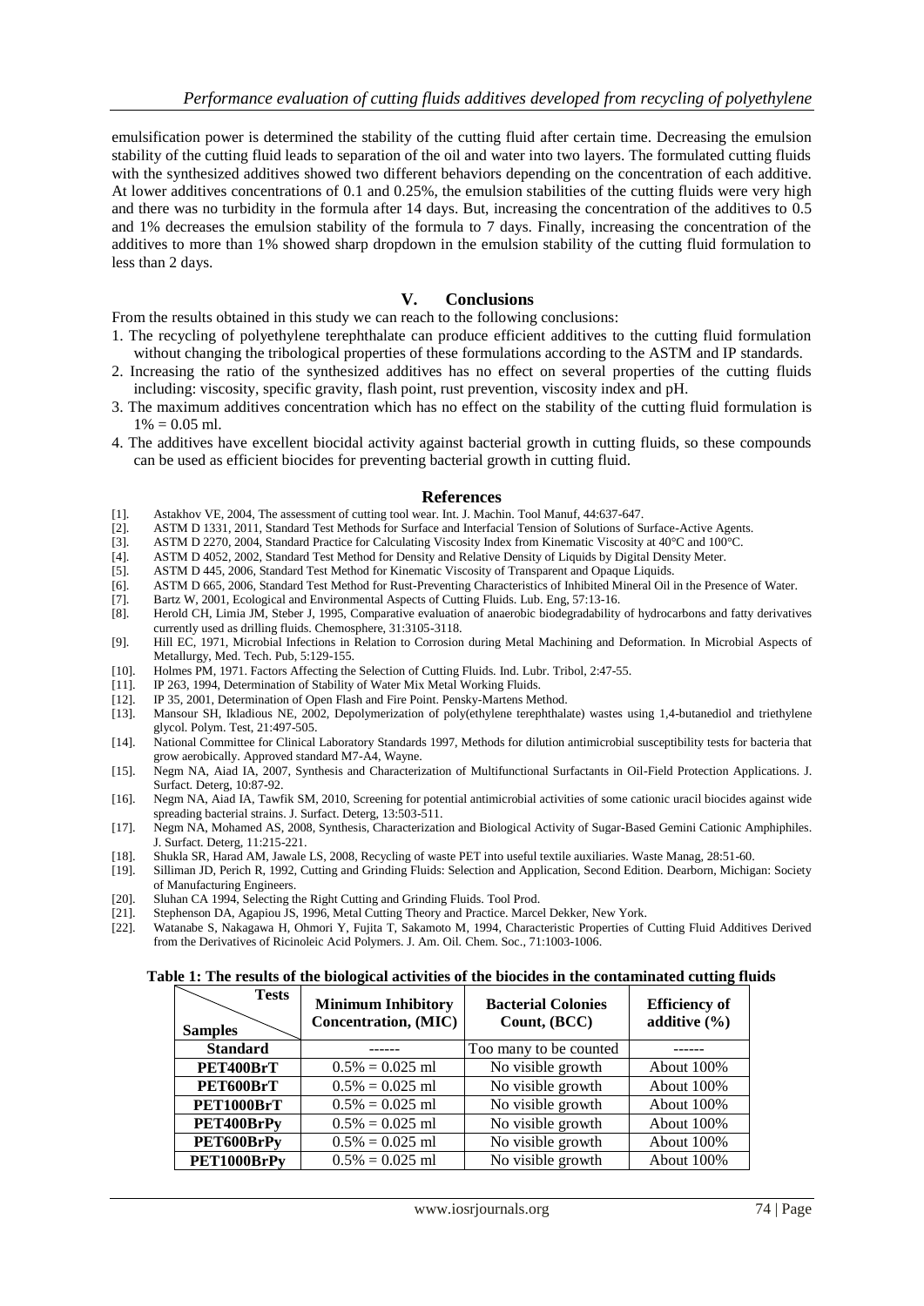emulsification power is determined the stability of the cutting fluid after certain time. Decreasing the emulsion stability of the cutting fluid leads to separation of the oil and water into two layers. The formulated cutting fluids with the synthesized additives showed two different behaviors depending on the concentration of each additive. At lower additives concentrations of 0.1 and 0.25%, the emulsion stabilities of the cutting fluids were very high and there was no turbidity in the formula after 14 days. But, increasing the concentration of the additives to 0.5 and 1% decreases the emulsion stability of the formula to 7 days. Finally, increasing the concentration of the additives to more than 1% showed sharp dropdown in the emulsion stability of the cutting fluid formulation to less than 2 days.

## V. Conclusions

From the results obtained in this study we can reach to the following conclusions:

1. The recycling of polyethylene terephthalate can produce efficient additives to the cutting fluid formulation without changing the tribological properties of these formulations according to the ASTM and IP standards.
2. Increasing the ratio of the synthesized additives has no effect on several properties of the cutting fluids including: viscosity, specific gravity, flash point, rust prevention, viscosity index and pH.
3. The maximum additives concentration which has no effect on the stability of the cutting fluid formulation is 1% = 0.05 ml.
4. The additives have excellent biocidal activity against bacterial growth in cutting fluids, so these compounds can be used as efficient biocides for preventing bacterial growth in cutting fluid.

## References

[1]. Astakhov VE, 2004, The assessment of cutting tool wear. Int. J. Machin. Tool Manuf, 44:637-647.
[2]. ASTM D 1331, 2011, Standard Test Methods for Surface and Interfacial Tension of Solutions of Surface-Active Agents.
[3]. ASTM D 2270, 2004, Standard Practice for Calculating Viscosity Index from Kinematic Viscosity at 40°C and 100°C.
[4]. ASTM D 4052, 2002, Standard Test Method for Density and Relative Density of Liquids by Digital Density Meter.
[5]. ASTM D 445, 2006, Standard Test Method for Kinematic Viscosity of Transparent and Opaque Liquids.
[6]. ASTM D 665, 2006, Standard Test Method for Rust-Preventing Characteristics of Inhibited Mineral Oil in the Presence of Water.
[7]. Bartz W, 2001, Ecological and Environmental Aspects of Cutting Fluids. Lub. Eng, 57:13-16.
[8]. Herold CH, Limia JM, Steber J, 1995, Comparative evaluation of anaerobic biodegradability of hydrocarbons and fatty derivatives currently used as drilling fluids. Chemosphere, 31:3105-3118.
[9]. Hill EC, 1971, Microbial Infections in Relation to Corrosion during Metal Machining and Deformation. In Microbial Aspects of Metallurgy, Med. Tech. Pub, 5:129-155.
[10]. Holmes PM, 1971. Factors Affecting the Selection of Cutting Fluids. Ind. Lubr. Tribol, 2:47-55.
[11]. IP 263, 1994, Determination of Stability of Water Mix Metal Working Fluids.
[12]. IP 35, 2001, Determination of Open Flash and Fire Point. Pensky-Martens Method.
[13]. Mansour SH, Ikladious NE, 2002, Depolymerization of poly(ethylene terephthalate) wastes using 1,4-butanediol and triethylene glycol. Polym. Test, 21:497-505.
[14]. National Committee for Clinical Laboratory Standards 1997, Methods for dilution antimicrobial susceptibility tests for bacteria that grow aerobically. Approved standard M7-A4, Wayne.
[15]. Negm NA, Aiad IA, 2007, Synthesis and Characterization of Multifunctional Surfactants in Oil-Field Protection Applications. J. Surfact. Deterg, 10:87-92.
[16]. Negm NA, Aiad IA, Tawfik SM, 2010, Screening for potential antimicrobial activities of some cationic uracil biocides against wide spreading bacterial strains. J. Surfact. Deterg, 13:503-511.
[17]. Negm NA, Mohamed AS, 2008, Synthesis, Characterization and Biological Activity of Sugar-Based Gemini Cationic Amphiphiles. J. Surfact. Deterg, 11:215-221.
[18]. Shukla SR, Harad AM, Jawale LS, 2008, Recycling of waste PET into useful textile auxiliaries. Waste Manag, 28:51-60.
[19]. Silliman JD, Perich R, 1992, Cutting and Grinding Fluids: Selection and Application, Second Edition. Dearborn, Michigan: Society of Manufacturing Engineers.
[20]. Sluhan CA 1994, Selecting the Right Cutting and Grinding Fluids. Tool Prod.
[21]. Stephenson DA, Agapiou JS, 1996, Metal Cutting Theory and Practice. Marcel Dekker, New York.
[22]. Watanabe S, Nakagawa H, Ohmori Y, Fujita T, Sakamoto M, 1994, Characteristic Properties of Cutting Fluid Additives Derived from the Derivatives of Ricinoleic Acid Polymers. J. Am. Oil. Chem. Soc., 71:1003-1006.

**Table 1: The results of the biological activities of the biocides in the contaminated cutting fluids**

| Samples \ Tests | Minimum Inhibitory Concentration, (MIC) | Bacterial Colonies Count, (BCC) | Efficiency of additive (%) |
|---|---|---|---|
| **Standard** | ------ | Too many to be counted | ------ |
| **PET400BrT** | 0.5% = 0.025 ml | No visible growth | About 100% |
| **PET600BrT** | 0.5% = 0.025 ml | No visible growth | About 100% |
| **PET1000BrT** | 0.5% = 0.025 ml | No visible growth | About 100% |
| **PET400BrPy** | 0.5% = 0.025 ml | No visible growth | About 100% |
| **PET600BrPy** | 0.5% = 0.025 ml | No visible growth | About 100% |
| **PET1000BrPy** | 0.5% = 0.025 ml | No visible growth | About 100% |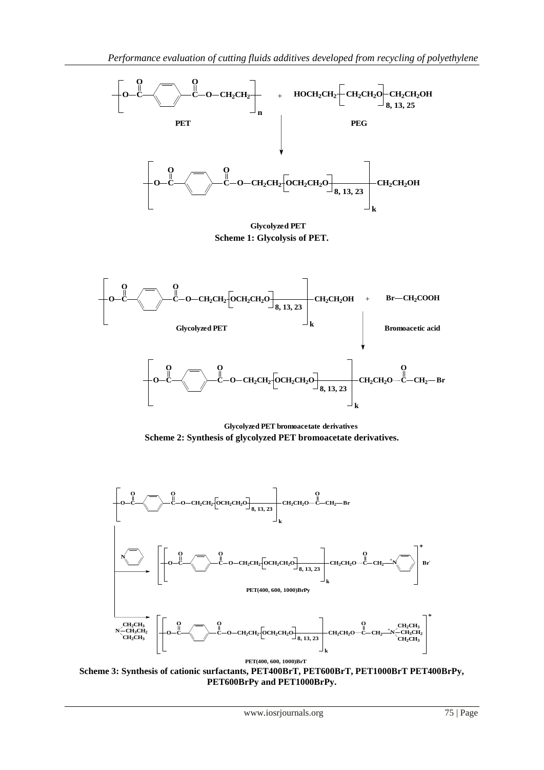**Glycolyzed PET**

**Scheme 1: Glycolysis of PET.**

**Glycolyzed PET bromoacetate derivatives**

**Scheme 2: Synthesis of glycolyzed PET bromoacetate derivatives.**

**PET(400, 600, 1000)BrPy**

**PET(400, 600, 1000)BrT**

**Scheme 3: Synthesis of cationic surfactants, PET400BrT, PET600BrT, PET1000BrT PET400BrPy, PET600BrPy and PET1000BrPy.**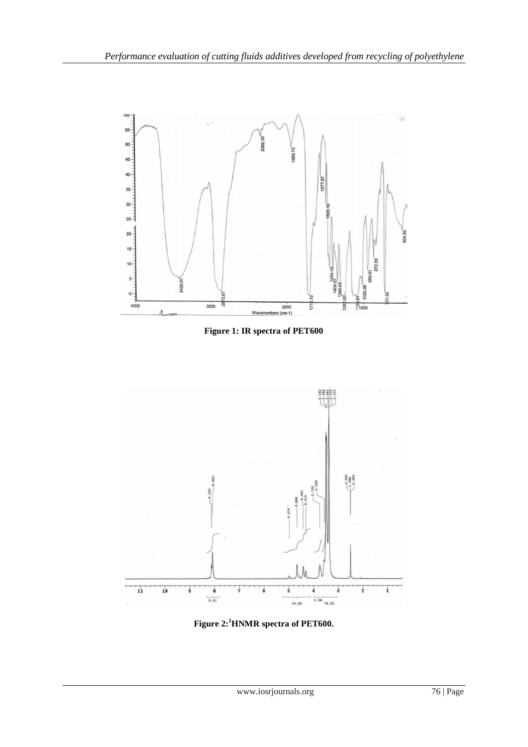**Figure 1: IR spectra of PET600**

**Figure 2:[1]HNMR spectra of PET600.**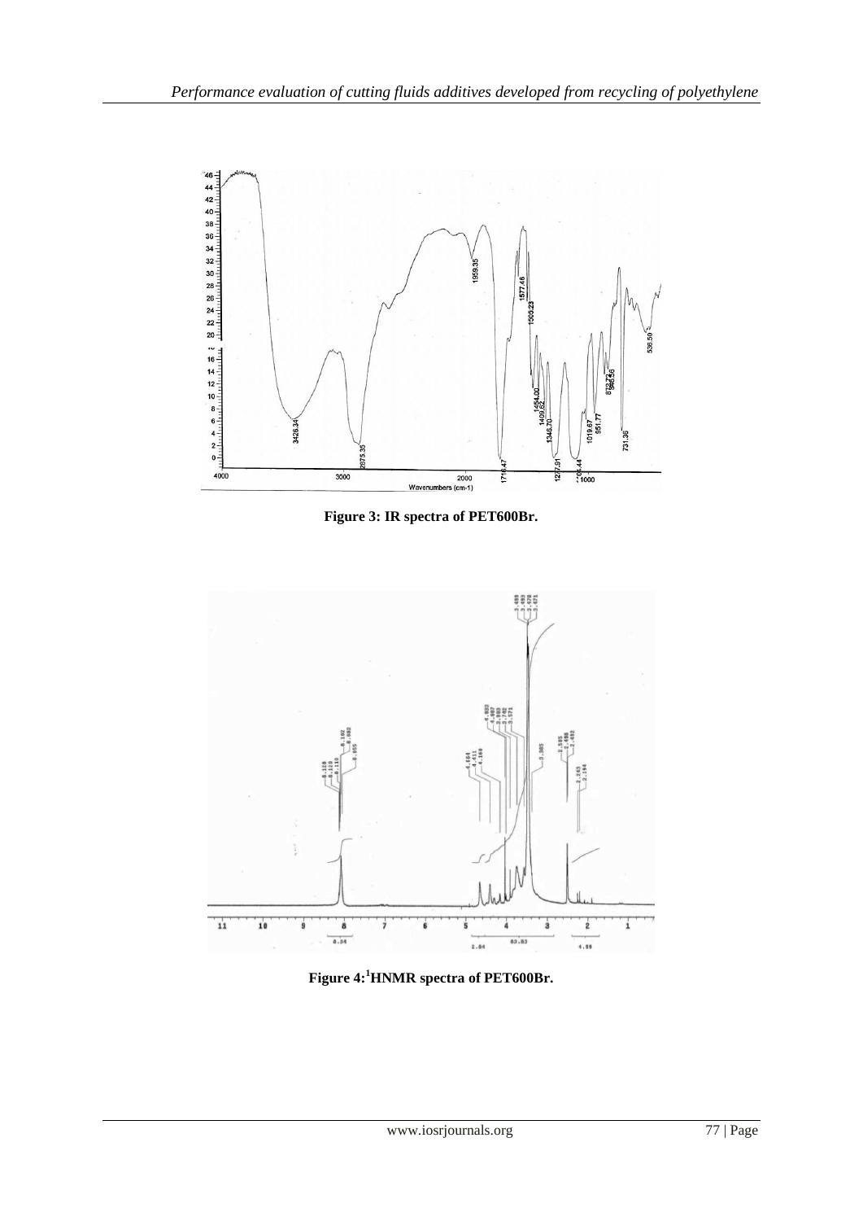Figure 3: IR spectra of PET600Br.

Figure 4:[1]HNMR spectra of PET600Br.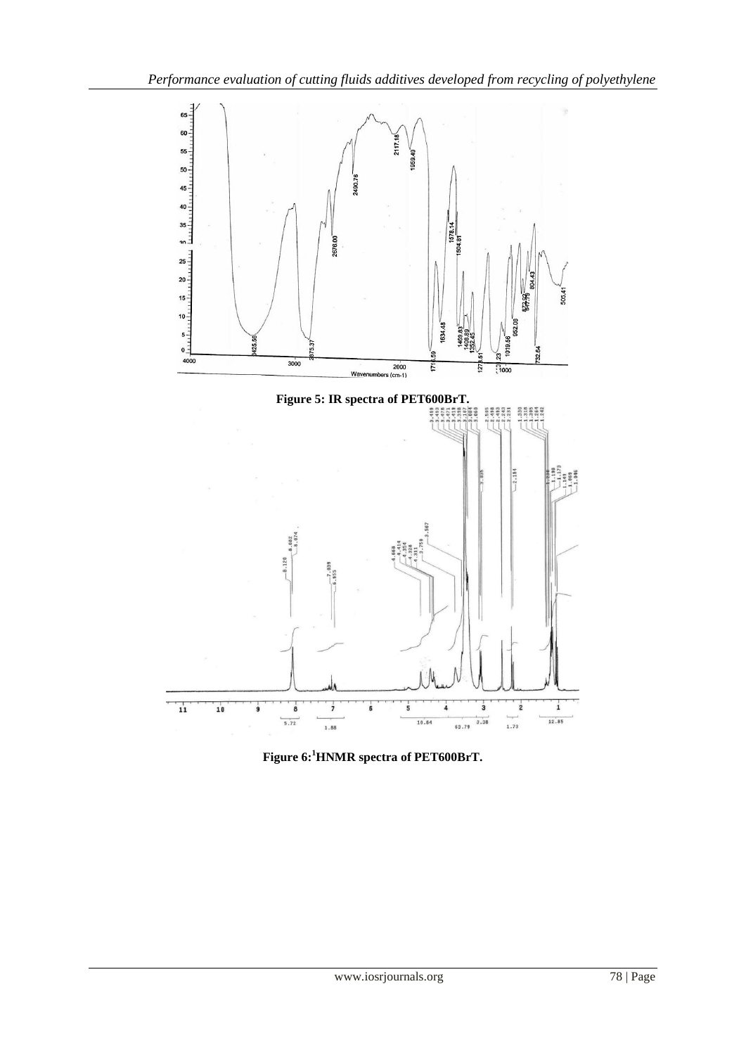Figure 5: IR spectra of PET600BrT.

Figure 6: [1]HNMR spectra of PET600BrT.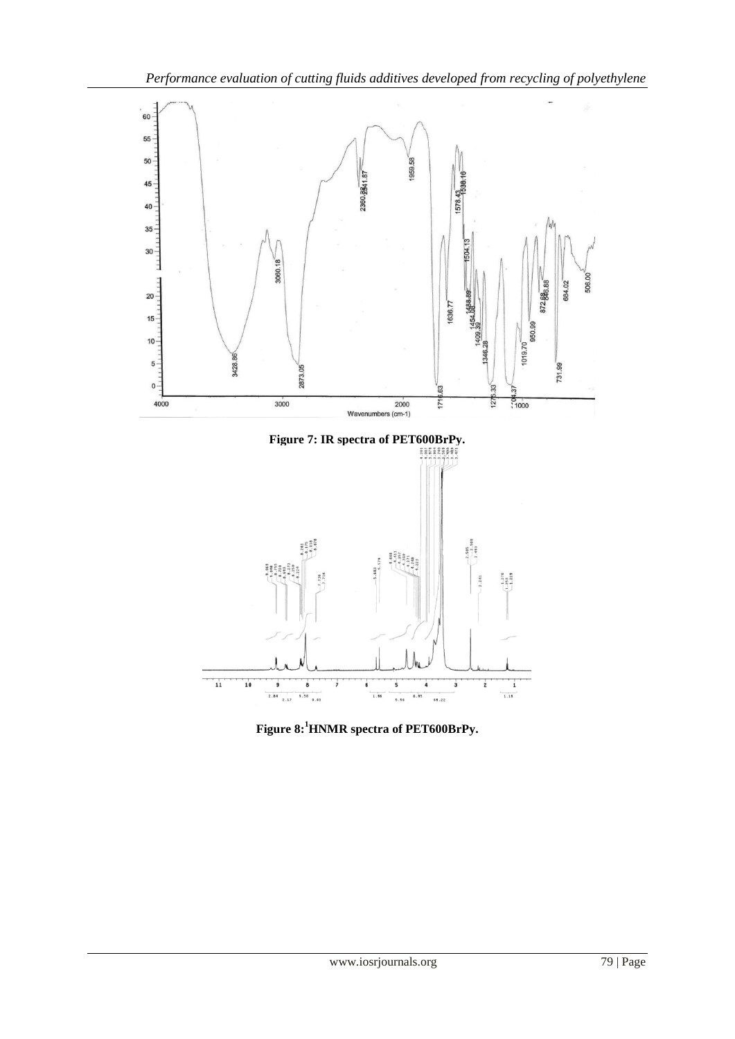60
55
50
45
40
35
30
20
15
10
5
0

4000
3000
2000
1000
Wavenumbers (cm-1)

3428.86
3060.18
2873.05
2360.86
2341.87
1959.58
1716.63
1636.77
1578.43
1538.16
1504.13
1488.89
1454.10
1409.39
1346.28
1275.33
1104.37
1019.70
950.99
872.68
846.88
731.99
684.02
506.00

Figure 7: IR spectra of PET600BrPy.

11
10
9
8
7
6
5
4
3
2
1

2.04
2.17
1.50
0.81
1.98
5.56
8.95
68.22
1.18

Figure 8: [1]HNMR spectra of PET600BrPy.